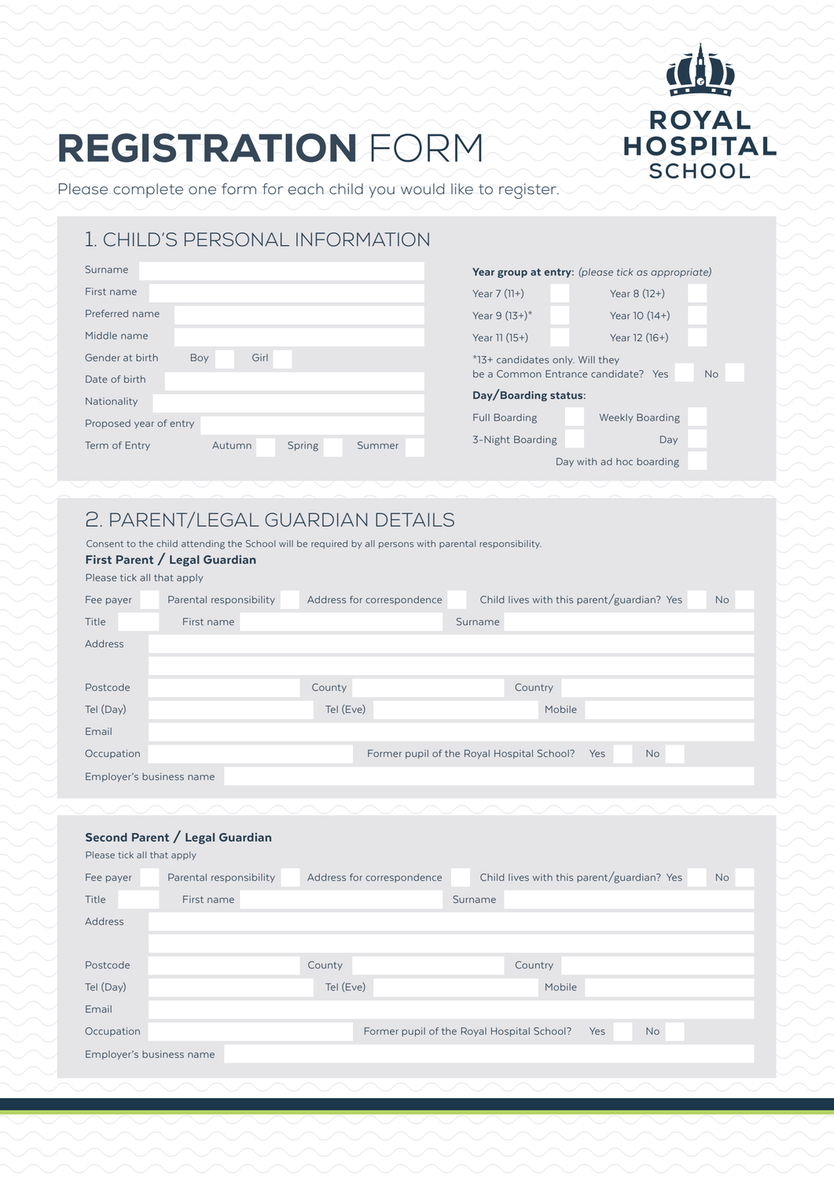ROYAL HOSPITAL SCHOOL

# REGISTRATION FORM

Please complete one form for each child you would like to register.

## 1. CHILD'S PERSONAL INFORMATION

Surname

First name

Preferred name

Middle name

Gender at birth Boy ☐ Girl ☐

Date of birth

Nationality

Proposed year of entry

Term of Entry Autumn ☐ Spring ☐ Summer ☐

**Year group at entry:** *(please tick as appropriate)*

| | | | |
|---|---|---|---|
| Year 7 (11+) | ☐ | Year 8 (12+) | ☐ |
| Year 9 (13+)* | ☐ | Year 10 (14+) | ☐ |
| Year 11 (15+) | ☐ | Year 12 (16+) | ☐ |

*13+ candidates only. Will they be a Common Entrance candidate? Yes ☐ No ☐

**Day/Boarding status:**

| | | | |
|---|---|---|---|
| Full Boarding | ☐ | Weekly Boarding | ☐ |
| 3-Night Boarding | ☐ | Day | ☐ |
| | | Day with ad hoc boarding | ☐ |

## 2. PARENT/LEGAL GUARDIAN DETAILS

Consent to the child attending the School will be required by all persons with parental responsibility.

### First Parent / Legal Guardian

Please tick all that apply

Fee payer ☐ Parental responsibility ☐ Address for correspondence ☐ Child lives with this parent/guardian? Yes ☐ No ☐

Title First name Surname

Address

Postcode County Country

Tel (Day) Tel (Eve) Mobile

Email

Occupation Former pupil of the Royal Hospital School? Yes ☐ No ☐

Employer's business name

### Second Parent / Legal Guardian

Please tick all that apply

Fee payer ☐ Parental responsibility ☐ Address for correspondence ☐ Child lives with this parent/guardian? Yes ☐ No ☐

Title First name Surname

Address

Postcode County Country

Tel (Day) Tel (Eve) Mobile

Email

Occupation Former pupil of the Royal Hospital School? Yes ☐ No ☐

Employer's business name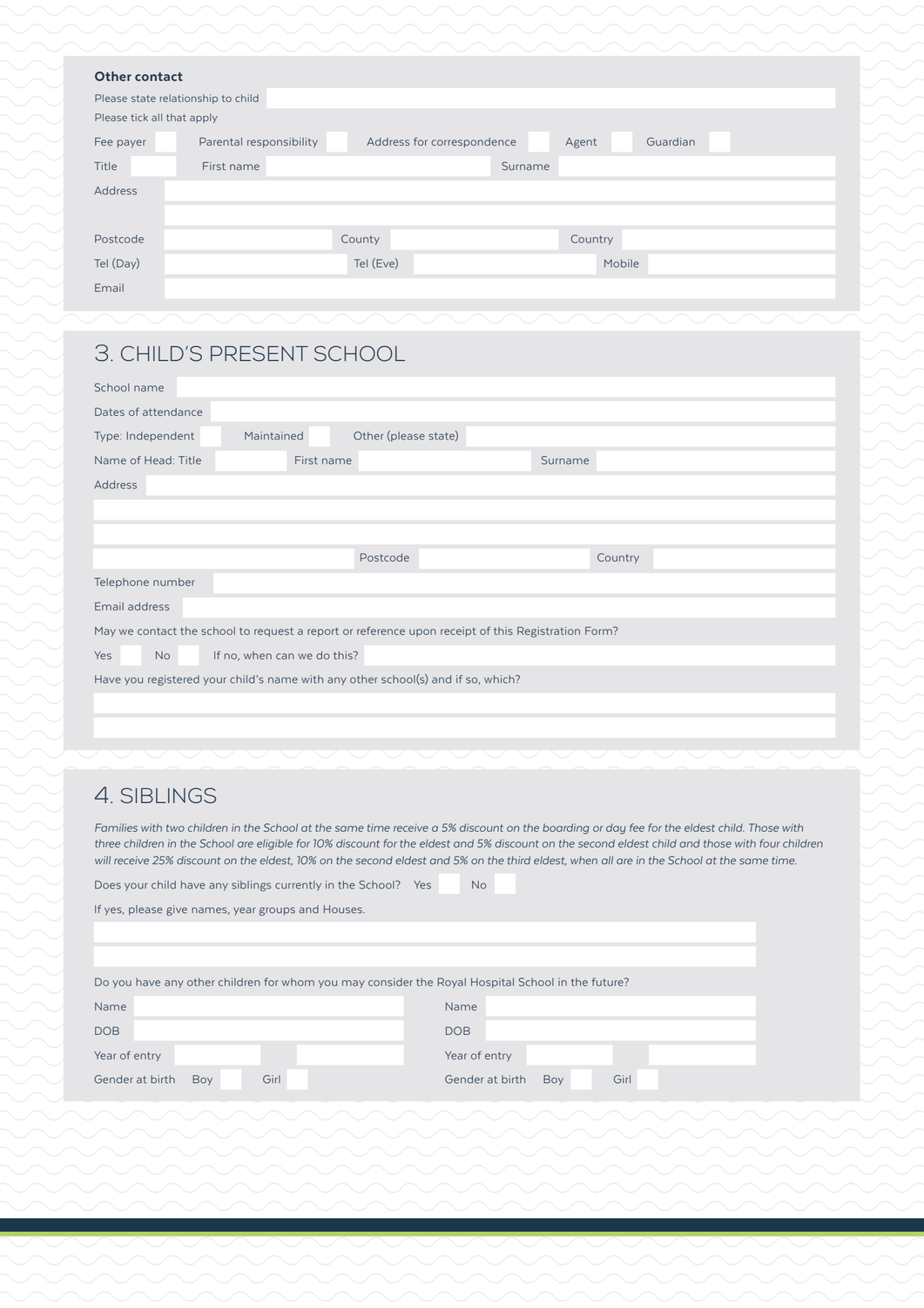### Other contact

Please state relationship to child

Please tick all that apply

Fee payer ☐ Parental responsibility ☐ Address for correspondence ☐ Agent ☐ Guardian ☐

Title | First name | Surname

Address

Postcode | County | Country

Tel (Day) | Tel (Eve) | Mobile

Email

## 3. CHILD'S PRESENT SCHOOL

School name

Dates of attendance

Type: Independent ☐ Maintained ☐ Other (please state)

Name of Head: Title | First name | Surname

Address

Postcode | Country

Telephone number

Email address

May we contact the school to request a report or reference upon receipt of this Registration Form?

Yes ☐ No ☐ If no, when can we do this?

Have you registered your child's name with any other school(s) and if so, which?

## 4. SIBLINGS

*Families with two children in the School at the same time receive a 5% discount on the boarding or day fee for the eldest child. Those with three children in the School are eligible for 10% discount for the eldest and 5% discount on the second eldest child and those with four children will receive 25% discount on the eldest, 10% on the second eldest and 5% on the third eldest, when all are in the School at the same time.*

Does your child have any siblings currently in the School? Yes ☐ No ☐

If yes, please give names, year groups and Houses.

Do you have any other children for whom you may consider the Royal Hospital School in the future?

Name

DOB

Year of entry

Gender at birth Boy ☐ Girl ☐

Name

DOB

Year of entry

Gender at birth Boy ☐ Girl ☐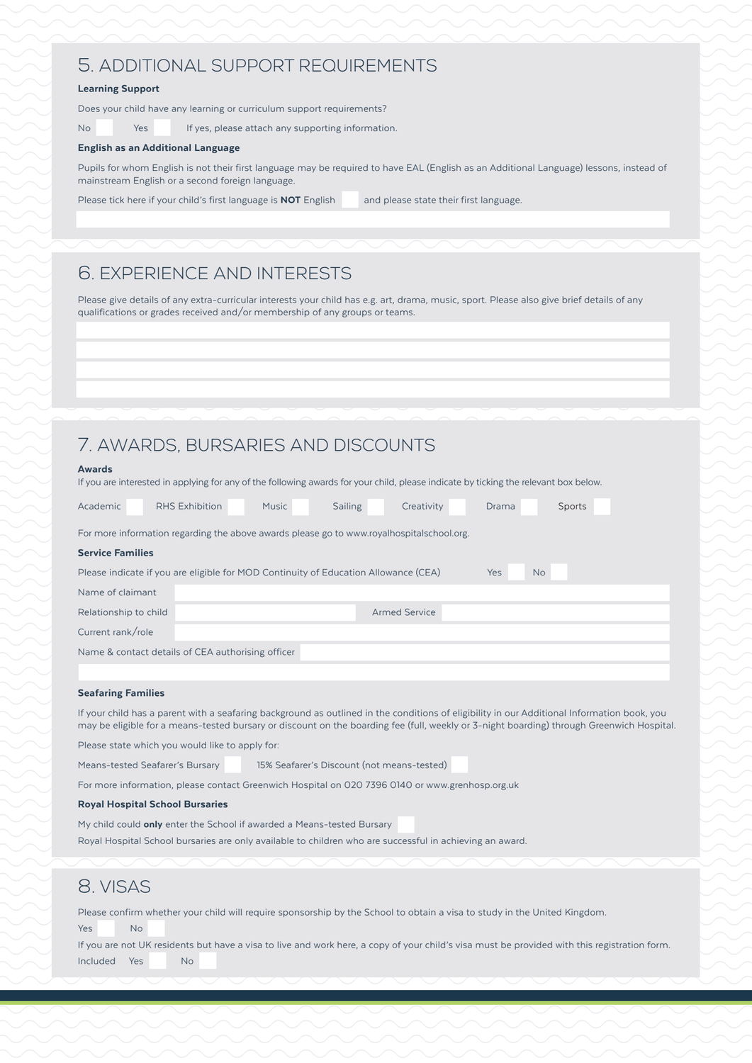## 5. ADDITIONAL SUPPORT REQUIREMENTS

**Learning Support**

Does your child have any learning or curriculum support requirements?

No ☐ Yes ☐ If yes, please attach any supporting information.

**English as an Additional Language**

Pupils for whom English is not their first language may be required to have EAL (English as an Additional Language) lessons, instead of mainstream English or a second foreign language.

Please tick here if your child's first language is **NOT** English ☐ and please state their first language.

## 6. EXPERIENCE AND INTERESTS

Please give details of any extra-curricular interests your child has e.g. art, drama, music, sport. Please also give brief details of any qualifications or grades received and/or membership of any groups or teams.

## 7. AWARDS, BURSARIES AND DISCOUNTS

**Awards**

If you are interested in applying for any of the following awards for your child, please indicate by ticking the relevant box below.

Academic ☐ RHS Exhibition ☐ Music ☐ Sailing ☐ Creativity ☐ Drama ☐ Sports ☐

For more information regarding the above awards please go to www.royalhospitalschool.org.

**Service Families**

Please indicate if you are eligible for MOD Continuity of Education Allowance (CEA) Yes ☐ No ☐

Name of claimant

Relationship to child Armed Service

Current rank/role

Name & contact details of CEA authorising officer

**Seafaring Families**

If your child has a parent with a seafaring background as outlined in the conditions of eligibility in our Additional Information book, you may be eligible for a means-tested bursary or discount on the boarding fee (full, weekly or 3-night boarding) through Greenwich Hospital.

Please state which you would like to apply for:

Means-tested Seafarer's Bursary ☐ 15% Seafarer's Discount (not means-tested) ☐

For more information, please contact Greenwich Hospital on 020 7396 0140 or www.grenhosp.org.uk

**Royal Hospital School Bursaries**

My child could **only** enter the School if awarded a Means-tested Bursary ☐

Royal Hospital School bursaries are only available to children who are successful in achieving an award.

## 8. VISAS

Please confirm whether your child will require sponsorship by the School to obtain a visa to study in the United Kingdom.

Yes ☐ No ☐

If you are not UK residents but have a visa to live and work here, a copy of your child's visa must be provided with this registration form.

Included Yes ☐ No ☐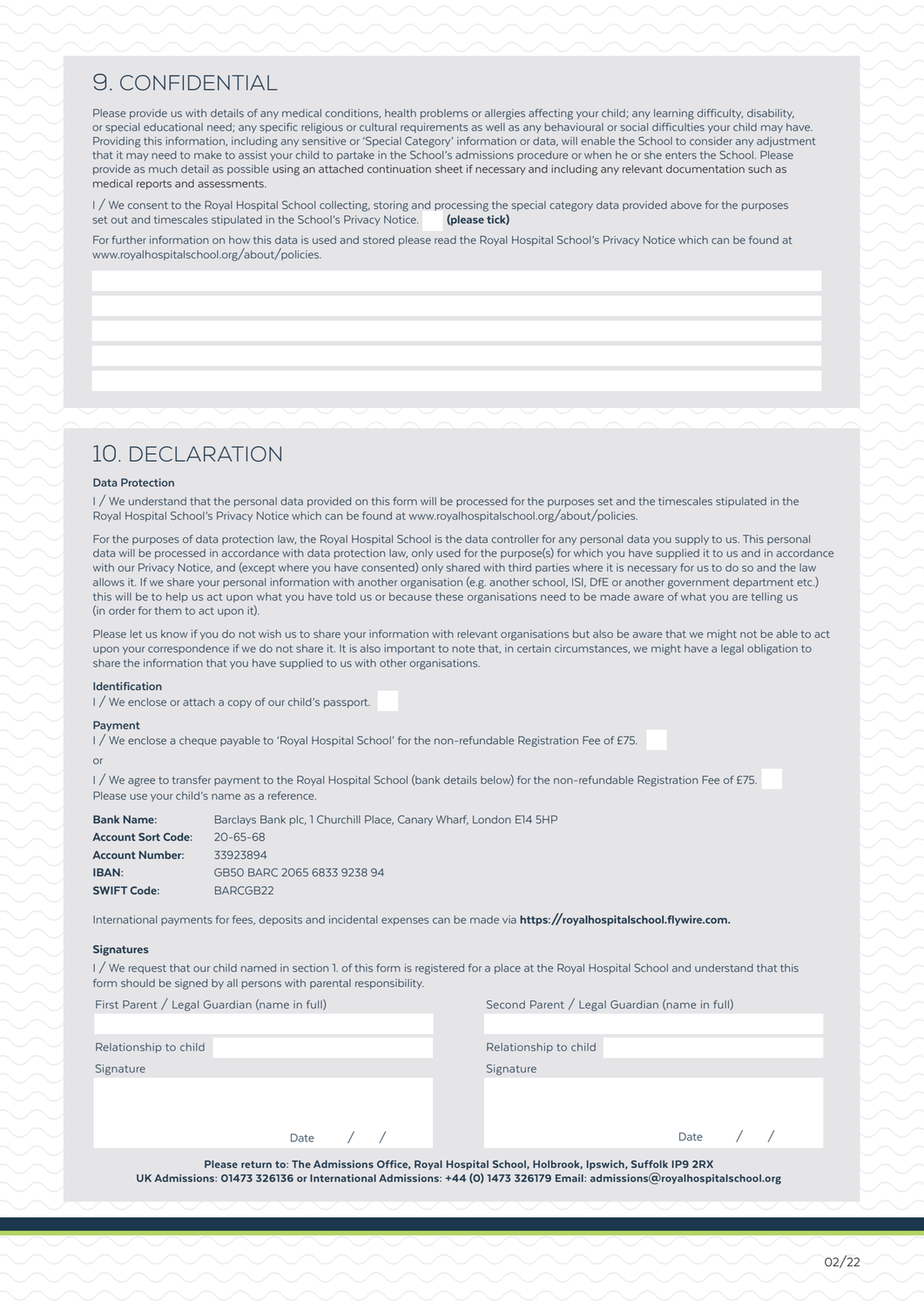# 9. CONFIDENTIAL

Please provide us with details of any medical conditions, health problems or allergies affecting your child; any learning difficulty, disability, or special educational need; any specific religious or cultural requirements as well as any behavioural or social difficulties your child may have. Providing this information, including any sensitive or 'Special Category' information or data, will enable the School to consider any adjustment that it may need to make to assist your child to partake in the School's admissions procedure or when he or she enters the School. Please provide as much detail as possible using an attached continuation sheet if necessary and including any relevant documentation such as medical reports and assessments.

I / We consent to the Royal Hospital School collecting, storing and processing the special category data provided above for the purposes set out and timescales stipulated in the School's Privacy Notice. ☐ **(please tick)**

For further information on how this data is used and stored please read the Royal Hospital School's Privacy Notice which can be found at www.royalhospitalschool.org/about/policies.

# 10. DECLARATION

**Data Protection**

I / We understand that the personal data provided on this form will be processed for the purposes set and the timescales stipulated in the Royal Hospital School's Privacy Notice which can be found at www.royalhospitalschool.org/about/policies.

For the purposes of data protection law, the Royal Hospital School is the data controller for any personal data you supply to us. This personal data will be processed in accordance with data protection law, only used for the purpose(s) for which you have supplied it to us and in accordance with our Privacy Notice, and (except where you have consented) only shared with third parties where it is necessary for us to do so and the law allows it. If we share your personal information with another organisation (e.g. another school, ISI, DfE or another government department etc.) this will be to help us act upon what you have told us or because these organisations need to be made aware of what you are telling us (in order for them to act upon it).

Please let us know if you do not wish us to share your information with relevant organisations but also be aware that we might not be able to act upon your correspondence if we do not share it. It is also important to note that, in certain circumstances, we might have a legal obligation to share the information that you have supplied to us with other organisations.

**Identification**

I / We enclose or attach a copy of our child's passport. ☐

**Payment**

I / We enclose a cheque payable to 'Royal Hospital School' for the non-refundable Registration Fee of £75. ☐

or

I / We agree to transfer payment to the Royal Hospital School (bank details below) for the non-refundable Registration Fee of £75. ☐

Please use your child's name as a reference.

| | |
|---|---|
| **Bank Name:** | Barclays Bank plc, 1 Churchill Place, Canary Wharf, London E14 5HP |
| **Account Sort Code:** | 20-65-68 |
| **Account Number:** | 33923894 |
| **IBAN:** | GB50 BARC 2065 6833 9238 94 |
| **SWIFT Code:** | BARCGB22 |

International payments for fees, deposits and incidental expenses can be made via **https://royalhospitalschool.flywire.com.**

**Signatures**

I / We request that our child named in section 1. of this form is registered for a place at the Royal Hospital School and understand that this form should be signed by all persons with parental responsibility.

First Parent / Legal Guardian (name in full)

Relationship to child

Signature

Date / /

Second Parent / Legal Guardian (name in full)

Relationship to child

Signature

Date / /

**Please return to: The Admissions Office, Royal Hospital School, Holbrook, Ipswich, Suffolk IP9 2RX**
**UK Admissions: 01473 326136 or International Admissions: +44 (0) 1473 326179 Email: admissions@royalhospitalschool.org**

02/22